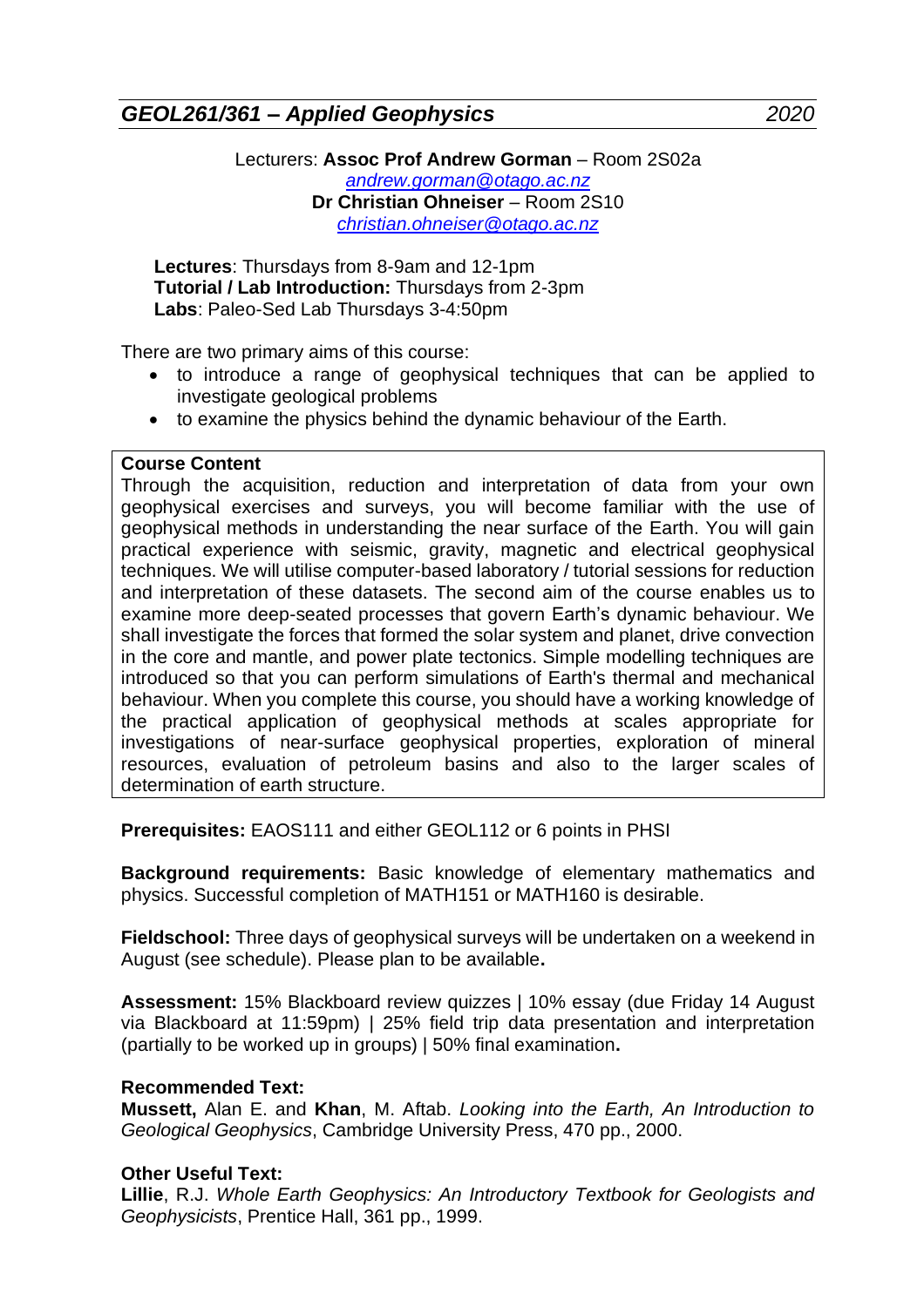## *GEOL261/361 – Applied Geophysics* *2020*

Lecturers: **Assoc Prof Andrew Gorman** – Room 2S02a
[andrew.gorman@otago.ac.nz](mailto:andrew.gorman@otago.ac.nz)
**Dr Christian Ohneiser** – Room 2S10
[christian.ohneiser@otago.ac.nz](mailto:christian.ohneiser@otago.ac.nz)

**Lectures**: Thursdays from 8-9am and 12-1pm
**Tutorial / Lab Introduction:** Thursdays from 2-3pm
**Labs**: Paleo-Sed Lab Thursdays 3-4:50pm

There are two primary aims of this course:

- to introduce a range of geophysical techniques that can be applied to investigate geological problems
- to examine the physics behind the dynamic behaviour of the Earth.

**Course Content**
Through the acquisition, reduction and interpretation of data from your own geophysical exercises and surveys, you will become familiar with the use of geophysical methods in understanding the near surface of the Earth. You will gain practical experience with seismic, gravity, magnetic and electrical geophysical techniques. We will utilise computer-based laboratory / tutorial sessions for reduction and interpretation of these datasets. The second aim of the course enables us to examine more deep-seated processes that govern Earth's dynamic behaviour. We shall investigate the forces that formed the solar system and planet, drive convection in the core and mantle, and power plate tectonics. Simple modelling techniques are introduced so that you can perform simulations of Earth's thermal and mechanical behaviour. When you complete this course, you should have a working knowledge of the practical application of geophysical methods at scales appropriate for investigations of near-surface geophysical properties, exploration of mineral resources, evaluation of petroleum basins and also to the larger scales of determination of earth structure.

**Prerequisites:** EAOS111 and either GEOL112 or 6 points in PHSI

**Background requirements:** Basic knowledge of elementary mathematics and physics. Successful completion of MATH151 or MATH160 is desirable.

**Fieldschool:** Three days of geophysical surveys will be undertaken on a weekend in August (see schedule). Please plan to be available**.**

**Assessment:** 15% Blackboard review quizzes | 10% essay (due Friday 14 August via Blackboard at 11:59pm) | 25% field trip data presentation and interpretation (partially to be worked up in groups) | 50% final examination**.**

**Recommended Text:**
**Mussett,** Alan E. and **Khan**, M. Aftab. *Looking into the Earth, An Introduction to Geological Geophysics*, Cambridge University Press, 470 pp., 2000.

**Other Useful Text:**
**Lillie**, R.J. *Whole Earth Geophysics: An Introductory Textbook for Geologists and Geophysicists*, Prentice Hall, 361 pp., 1999.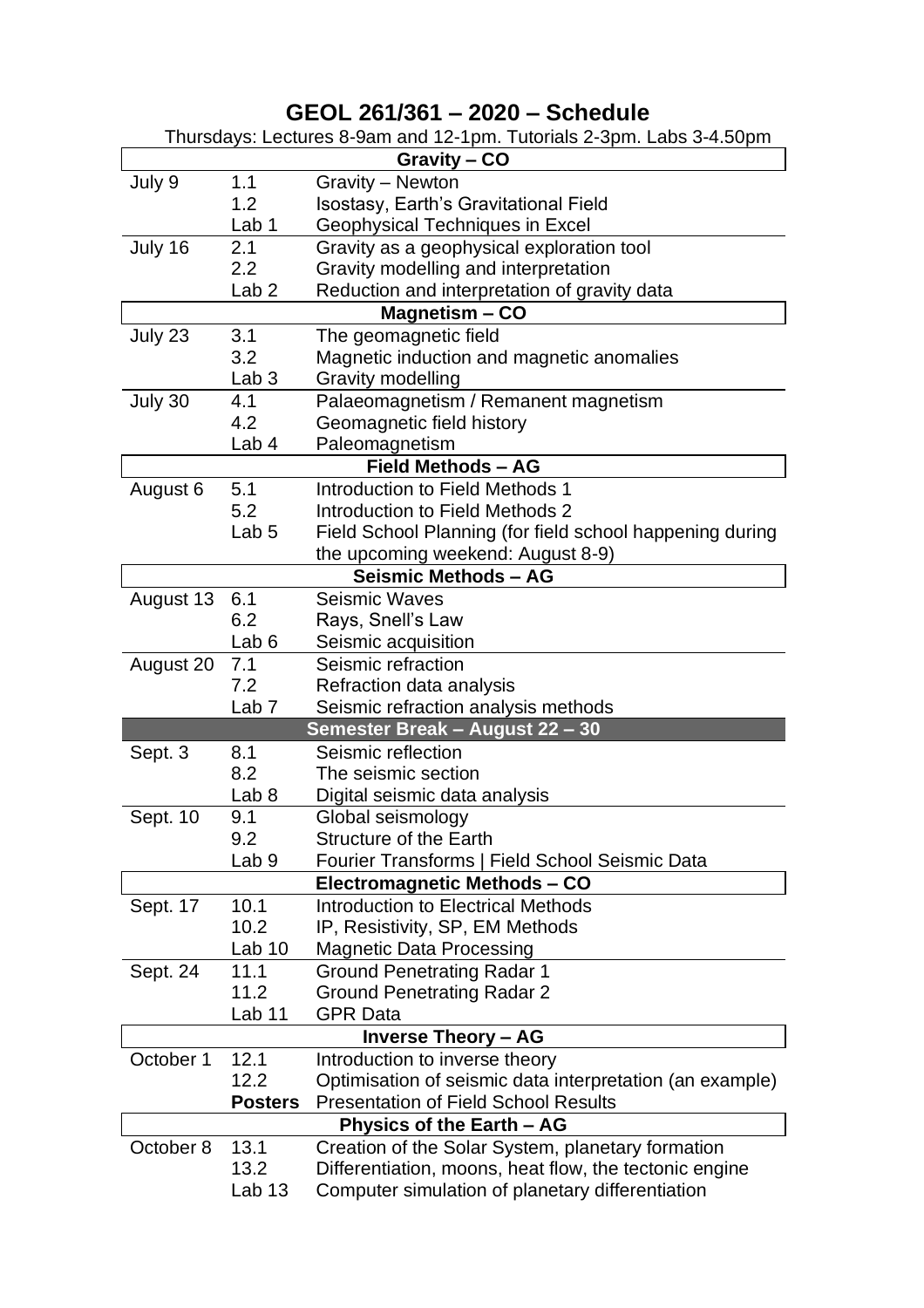# GEOL 261/361 – 2020 – Schedule

Thursdays: Lectures 8-9am and 12-1pm. Tutorials 2-3pm. Labs 3-4.50pm

| | | |
|---|---|---|
| | | **Gravity – CO** |
| July 9 | 1.1 | Gravity – Newton |
| | 1.2 | Isostasy, Earth's Gravitational Field |
| | Lab 1 | Geophysical Techniques in Excel |
| July 16 | 2.1 | Gravity as a geophysical exploration tool |
| | 2.2 | Gravity modelling and interpretation |
| | Lab 2 | Reduction and interpretation of gravity data |
| | | **Magnetism – CO** |
| July 23 | 3.1 | The geomagnetic field |
| | 3.2 | Magnetic induction and magnetic anomalies |
| | Lab 3 | Gravity modelling |
| July 30 | 4.1 | Palaeomagnetism / Remanent magnetism |
| | 4.2 | Geomagnetic field history |
| | Lab 4 | Paleomagnetism |
| | | **Field Methods – AG** |
| August 6 | 5.1 | Introduction to Field Methods 1 |
| | 5.2 | Introduction to Field Methods 2 |
| | Lab 5 | Field School Planning (for field school happening during the upcoming weekend: August 8-9) |
| | | **Seismic Methods – AG** |
| August 13 | 6.1 | Seismic Waves |
| | 6.2 | Rays, Snell's Law |
| | Lab 6 | Seismic acquisition |
| August 20 | 7.1 | Seismic refraction |
| | 7.2 | Refraction data analysis |
| | Lab 7 | Seismic refraction analysis methods |
| | | **Semester Break – August 22 – 30** |
| Sept. 3 | 8.1 | Seismic reflection |
| | 8.2 | The seismic section |
| | Lab 8 | Digital seismic data analysis |
| Sept. 10 | 9.1 | Global seismology |
| | 9.2 | Structure of the Earth |
| | Lab 9 | Fourier Transforms \| Field School Seismic Data |
| | | **Electromagnetic Methods – CO** |
| Sept. 17 | 10.1 | Introduction to Electrical Methods |
| | 10.2 | IP, Resistivity, SP, EM Methods |
| | Lab 10 | Magnetic Data Processing |
| Sept. 24 | 11.1 | Ground Penetrating Radar 1 |
| | 11.2 | Ground Penetrating Radar 2 |
| | Lab 11 | GPR Data |
| | | **Inverse Theory – AG** |
| October 1 | 12.1 | Introduction to inverse theory |
| | 12.2 | Optimisation of seismic data interpretation (an example) |
| | **Posters** | Presentation of Field School Results |
| | | **Physics of the Earth – AG** |
| October 8 | 13.1 | Creation of the Solar System, planetary formation |
| | 13.2 | Differentiation, moons, heat flow, the tectonic engine |
| | Lab 13 | Computer simulation of planetary differentiation |